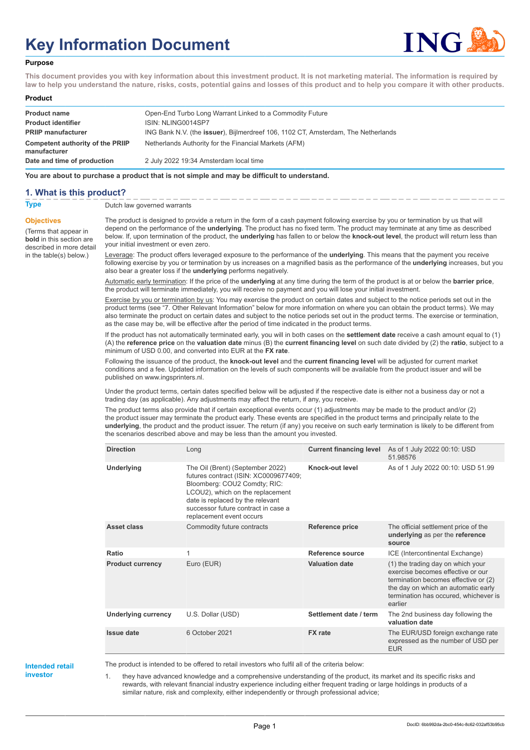# Key Information Document

## Purpose

**This document provides you with key information about this investment product. It is not marketing material. The information is required by law to help you understand the nature, risks, costs, potential gains and losses of this product and to help you compare it with other products.**

## Product

| | |
|---|---|
| **Product name** | Open-End Turbo Long Warrant Linked to a Commodity Future |
| **Product identifier** | ISIN: NLING0014SP7 |
| **PRIIP manufacturer** | ING Bank N.V. (the **issuer**), Bijlmerdreef 106, 1102 CT, Amsterdam, The Netherlands |
| **Competent authority of the PRIIP manufacturer** | Netherlands Authority for the Financial Markets (AFM) |
| **Date and time of production** | 2 July 2022 19:34 Amsterdam local time |

**You are about to purchase a product that is not simple and may be difficult to understand.**

## 1. What is this product?

**Type**

Dutch law governed warrants

**Objectives**

(Terms that appear in **bold** in this section are described in more detail in the table(s) below.)

The product is designed to provide a return in the form of a cash payment following exercise by you or termination by us that will depend on the performance of the **underlying**. The product has no fixed term. The product may terminate at any time as described below. If, upon termination of the product, the **underlying** has fallen to or below the **knock-out level**, the product will return less than your initial investment or even zero.

Leverage: The product offers leveraged exposure to the performance of the **underlying**. This means that the payment you receive following exercise by you or termination by us increases on a magnified basis as the performance of the **underlying** increases, but you also bear a greater loss if the **underlying** performs negatively.

Automatic early termination: If the price of the **underlying** at any time during the term of the product is at or below the **barrier price**, the product will terminate immediately, you will receive no payment and you will lose your initial investment.

Exercise by you or termination by us: You may exercise the product on certain dates and subject to the notice periods set out in the product terms (see "7. Other Relevant Information" below for more information on where you can obtain the product terms). We may also terminate the product on certain dates and subject to the notice periods set out in the product terms. The exercise or termination, as the case may be, will be effective after the period of time indicated in the product terms.

If the product has not automatically terminated early, you will in both cases on the **settlement date** receive a cash amount equal to (1) (A) the **reference price** on the **valuation date** minus (B) the **current financing level** on such date divided by (2) the **ratio**, subject to a minimum of USD 0.00, and converted into EUR at the **FX rate**.

Following the issuance of the product, the **knock-out level** and the **current financing level** will be adjusted for current market conditions and a fee. Updated information on the levels of such components will be available from the product issuer and will be published on www.ingsprinters.nl.

Under the product terms, certain dates specified below will be adjusted if the respective date is either not a business day or not a trading day (as applicable). Any adjustments may affect the return, if any, you receive.

The product terms also provide that if certain exceptional events occur (1) adjustments may be made to the product and/or (2) the product issuer may terminate the product early. These events are specified in the product terms and principally relate to the **underlying**, the product and the product issuer. The return (if any) you receive on such early termination is likely to be different from the scenarios described above and may be less than the amount you invested.

| | | | |
|---|---|---|---|
| **Direction** | Long | **Current financing level** | As of 1 July 2022 00:10: USD 51.98576 |
| **Underlying** | The Oil (Brent) (September 2022) futures contract (ISIN: XC0009677409; Bloomberg: COU2 Comdty; RIC: LCOU2), which on the replacement date is replaced by the relevant successor future contract in case a replacement event occurs | **Knock-out level** | As of 1 July 2022 00:10: USD 51.99 |
| **Asset class** | Commodity future contracts | **Reference price** | The official settlement price of the **underlying** as per the **reference source** |
| **Ratio** | 1 | **Reference source** | ICE (Intercontinental Exchange) |
| **Product currency** | Euro (EUR) | **Valuation date** | (1) the trading day on which your exercise becomes effective or our termination becomes effective or (2) the day on which an automatic early termination has occured, whichever is earlier |
| **Underlying currency** | U.S. Dollar (USD) | **Settlement date / term** | The 2nd business day following the **valuation date** |
| **Issue date** | 6 October 2021 | **FX rate** | The EUR/USD foreign exchange rate expressed as the number of USD per EUR |

**Intended retail investor**

The product is intended to be offered to retail investors who fulfil all of the criteria below:

1. they have advanced knowledge and a comprehensive understanding of the product, its market and its specific risks and rewards, with relevant financial industry experience including either frequent trading or large holdings in products of a similar nature, risk and complexity, either independently or through professional advice;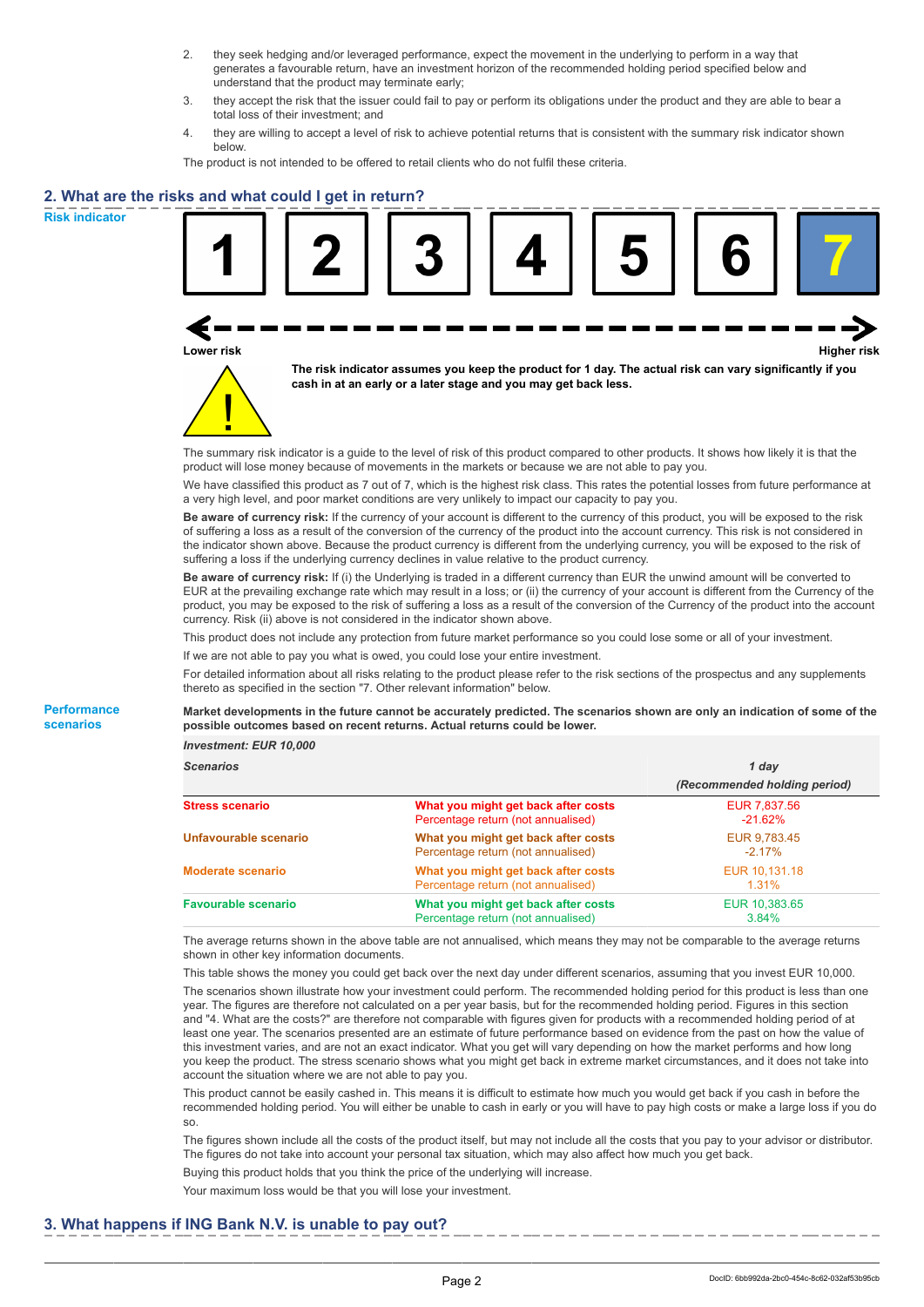2. they seek hedging and/or leveraged performance, expect the movement in the underlying to perform in a way that generates a favourable return, have an investment horizon of the recommended holding period specified below and understand that the product may terminate early;
3. they accept the risk that the issuer could fail to pay or perform its obligations under the product and they are able to bear a total loss of their investment; and
4. they are willing to accept a level of risk to achieve potential returns that is consistent with the summary risk indicator shown below.

The product is not intended to be offered to retail clients who do not fulfil these criteria.

## 2. What are the risks and what could I get in return?

**Risk indicator**

| 1 | 2 | 3 | 4 | 5 | 6 | **7** |
|---|---|---|---|---|---|---|

Lower risk ← → Higher risk

**The risk indicator assumes you keep the product for 1 day. The actual risk can vary significantly if you cash in at an early or a later stage and you may get back less.**

The summary risk indicator is a guide to the level of risk of this product compared to other products. It shows how likely it is that the product will lose money because of movements in the markets or because we are not able to pay you.

We have classified this product as 7 out of 7, which is the highest risk class. This rates the potential losses from future performance at a very high level, and poor market conditions are very unlikely to impact our capacity to pay you.

**Be aware of currency risk:** If the currency of your account is different to the currency of this product, you will be exposed to the risk of suffering a loss as a result of the conversion of the currency of the product into the account currency. This risk is not considered in the indicator shown above. Because the product currency is different from the underlying currency, you will be exposed to the risk of suffering a loss if the underlying currency declines in value relative to the product currency.

**Be aware of currency risk:** If (i) the Underlying is traded in a different currency than EUR the unwind amount will be converted to EUR at the prevailing exchange rate which may result in a loss; or (ii) the currency of your account is different from the Currency of the product, you may be exposed to the risk of suffering a loss as a result of the conversion of the Currency of the product into the account currency. Risk (ii) above is not considered in the indicator shown above.

This product does not include any protection from future market performance so you could lose some or all of your investment.

If we are not able to pay you what is owed, you could lose your entire investment.

For detailed information about all risks relating to the product please refer to the risk sections of the prospectus and any supplements thereto as specified in the section "7. Other relevant information" below.

**Performance scenarios**

**Market developments in the future cannot be accurately predicted. The scenarios shown are only an indication of some of the possible outcomes based on recent returns. Actual returns could be lower.**

*Investment: EUR 10,000*

| *Scenarios* | | *1 day* *(Recommended holding period)* |
|---|---|---|
| **Stress scenario** | **What you might get back after costs** Percentage return (not annualised) | EUR 7,837.56 -21.62% |
| **Unfavourable scenario** | **What you might get back after costs** Percentage return (not annualised) | EUR 9,783.45 -2.17% |
| **Moderate scenario** | **What you might get back after costs** Percentage return (not annualised) | EUR 10,131.18 1.31% |
| **Favourable scenario** | **What you might get back after costs** Percentage return (not annualised) | EUR 10,383.65 3.84% |

The average returns shown in the above table are not annualised, which means they may not be comparable to the average returns shown in other key information documents.

This table shows the money you could get back over the next day under different scenarios, assuming that you invest EUR 10,000.

The scenarios shown illustrate how your investment could perform. The recommended holding period for this product is less than one year. The figures are therefore not calculated on a per year basis, but for the recommended holding period. Figures in this section and "4. What are the costs?" are therefore not comparable with figures given for products with a recommended holding period of at least one year. The scenarios presented are an estimate of future performance based on evidence from the past on how the value of this investment varies, and are not an exact indicator. What you get will vary depending on how the market performs and how long you keep the product. The stress scenario shows what you might get back in extreme market circumstances, and it does not take into account the situation where we are not able to pay you.

This product cannot be easily cashed in. This means it is difficult to estimate how much you would get back if you cash in before the recommended holding period. You will either be unable to cash in early or you will have to pay high costs or make a large loss if you do so.

The figures shown include all the costs of the product itself, but may not include all the costs that you pay to your advisor or distributor. The figures do not take into account your personal tax situation, which may also affect how much you get back.

Buying this product holds that you think the price of the underlying will increase.

Your maximum loss would be that you will lose your investment.

## 3. What happens if ING Bank N.V. is unable to pay out?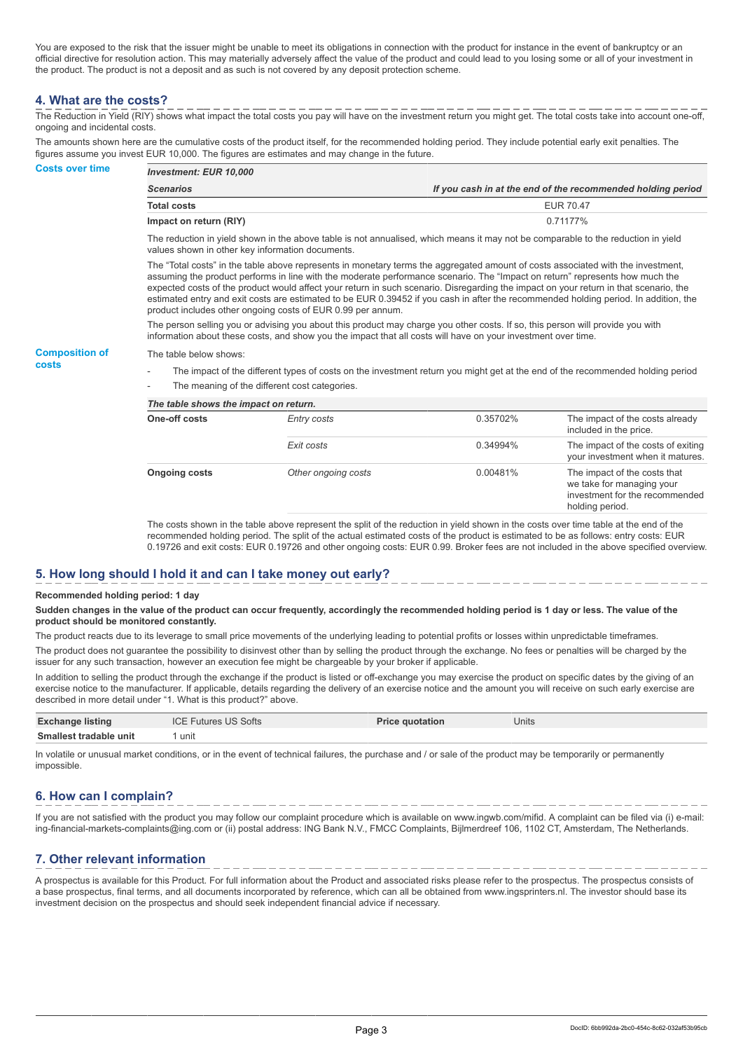You are exposed to the risk that the issuer might be unable to meet its obligations in connection with the product for instance in the event of bankruptcy or an official directive for resolution action. This may materially adversely affect the value of the product and could lead to you losing some or all of your investment in the product. The product is not a deposit and as such is not covered by any deposit protection scheme.

## 4. What are the costs?

The Reduction in Yield (RIY) shows what impact the total costs you pay will have on the investment return you might get. The total costs take into account one-off, ongoing and incidental costs.

The amounts shown here are the cumulative costs of the product itself, for the recommended holding period. They include potential early exit penalties. The figures assume you invest EUR 10,000. The figures are estimates and may change in the future.

### Costs over time

| *Investment: EUR 10,000* | |
|---|---|
| ***Scenarios*** | ***If you cash in at the end of the recommended holding period*** |
| **Total costs** | EUR 70.47 |
| **Impact on return (RIY)** | 0.71177% |

The reduction in yield shown in the above table is not annualised, which means it may not be comparable to the reduction in yield values shown in other key information documents.

The “Total costs” in the table above represents in monetary terms the aggregated amount of costs associated with the investment, assuming the product performs in line with the moderate performance scenario. The “Impact on return” represents how much the expected costs of the product would affect your return in such scenario. Disregarding the impact on your return in that scenario, the estimated entry and exit costs are estimated to be EUR 0.39452 if you cash in after the recommended holding period. In addition, the product includes other ongoing costs of EUR 0.99 per annum.

The person selling you or advising you about this product may charge you other costs. If so, this person will provide you with information about these costs, and show you the impact that all costs will have on your investment over time.

### Composition of costs

The table below shows:

- The impact of the different types of costs on the investment return you might get at the end of the recommended holding period
- The meaning of the different cost categories.

| *The table shows the impact on return.* | | | |
|---|---|---|---|
| **One-off costs** | *Entry costs* | 0.35702% | The impact of the costs already included in the price. |
| | *Exit costs* | 0.34994% | The impact of the costs of exiting your investment when it matures. |
| **Ongoing costs** | *Other ongoing costs* | 0.00481% | The impact of the costs that we take for managing your investment for the recommended holding period. |

The costs shown in the table above represent the split of the reduction in yield shown in the costs over time table at the end of the recommended holding period. The split of the actual estimated costs of the product is estimated to be as follows: entry costs: EUR 0.19726 and exit costs: EUR 0.19726 and other ongoing costs: EUR 0.99. Broker fees are not included in the above specified overview.

## 5. How long should I hold it and can I take money out early?

**Recommended holding period: 1 day**

**Sudden changes in the value of the product can occur frequently, accordingly the recommended holding period is 1 day or less. The value of the product should be monitored constantly.**

The product reacts due to its leverage to small price movements of the underlying leading to potential profits or losses within unpredictable timeframes.

The product does not guarantee the possibility to disinvest other than by selling the product through the exchange. No fees or penalties will be charged by the issuer for any such transaction, however an execution fee might be chargeable by your broker if applicable.

In addition to selling the product through the exchange if the product is listed or off-exchange you may exercise the product on specific dates by the giving of an exercise notice to the manufacturer. If applicable, details regarding the delivery of an exercise notice and the amount you will receive on such early exercise are described in more detail under “1. What is this product?” above.

| | | | |
|---|---|---|---|
| **Exchange listing** | ICE Futures US Softs | **Price quotation** | Units |
| **Smallest tradable unit** | 1 unit | | |

In volatile or unusual market conditions, or in the event of technical failures, the purchase and / or sale of the product may be temporarily or permanently impossible.

## 6. How can I complain?

If you are not satisfied with the product you may follow our complaint procedure which is available on www.ingwb.com/mifid. A complaint can be filed via (i) e-mail: ing-financial-markets-complaints@ing.com or (ii) postal address: ING Bank N.V., FMCC Complaints, Bijlmerdreef 106, 1102 CT, Amsterdam, The Netherlands.

## 7. Other relevant information

A prospectus is available for this Product. For full information about the Product and associated risks please refer to the prospectus. The prospectus consists of a base prospectus, final terms, and all documents incorporated by reference, which can all be obtained from www.ingsprinters.nl. The investor should base its investment decision on the prospectus and should seek independent financial advice if necessary.